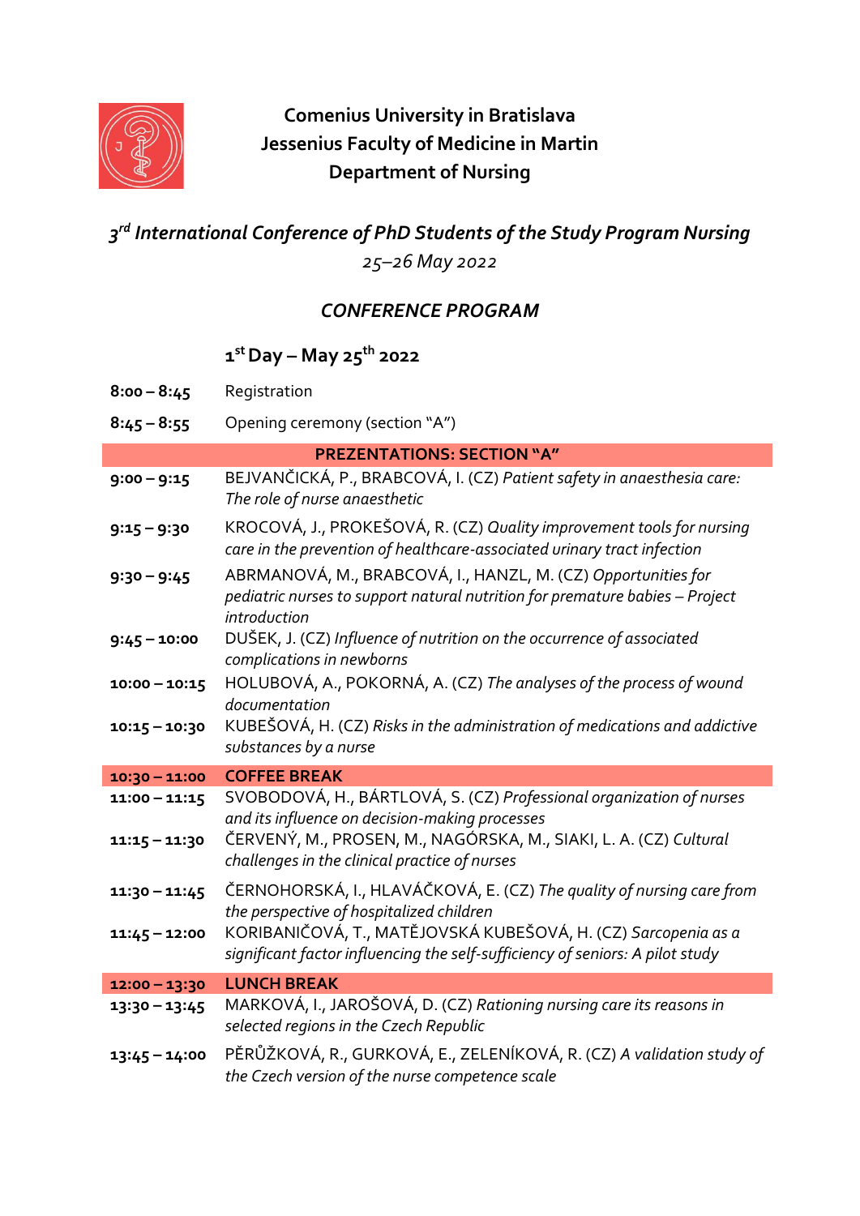**Comenius University in Bratislava**
**Jessenius Faculty of Medicine in Martin**
**Department of Nursing**

## *3rd International Conference of PhD Students of the Study Program Nursing*

*25–26 May 2022*

### *CONFERENCE PROGRAM*

### 1st Day – May 25th 2022

| | |
|---|---|
| **8:00 – 8:45** | Registration |
| **8:45 – 8:55** | Opening ceremony (section "A") |
| | **PREZENTATIONS: SECTION "A"** |
| **9:00 – 9:15** | BEJVANČICKÁ, P., BRABCOVÁ, I. (CZ) *Patient safety in anaesthesia care: The role of nurse anaesthetic* |
| **9:15 – 9:30** | KROCOVÁ, J., PROKEŠOVÁ, R. (CZ) *Quality improvement tools for nursing care in the prevention of healthcare-associated urinary tract infection* |
| **9:30 – 9:45** | ABRMANOVÁ, M., BRABCOVÁ, I., HANZL, M. (CZ) *Opportunities for pediatric nurses to support natural nutrition for premature babies – Project introduction* |
| **9:45 – 10:00** | DUŠEK, J. (CZ) *Influence of nutrition on the occurrence of associated complications in newborns* |
| **10:00 – 10:15** | HOLUBOVÁ, A., POKORNÁ, A. (CZ) *The analyses of the process of wound documentation* |
| **10:15 – 10:30** | KUBEŠOVÁ, H. (CZ) *Risks in the administration of medications and addictive substances by a nurse* |
| **10:30 – 11:00** | **COFFEE BREAK** |
| **11:00 – 11:15** | SVOBODOVÁ, H., BÁRTLOVÁ, S. (CZ) *Professional organization of nurses and its influence on decision-making processes* |
| **11:15 – 11:30** | ČERVENÝ, M., PROSEN, M., NAGÓRSKA, M., SIAKI, L. A. (CZ) *Cultural challenges in the clinical practice of nurses* |
| **11:30 – 11:45** | ČERNOHORSKÁ, I., HLAVÁČKOVÁ, E. (CZ) *The quality of nursing care from the perspective of hospitalized children* |
| **11:45 – 12:00** | KORIBANIČOVÁ, T., MATĚJOVSKÁ KUBEŠOVÁ, H. (CZ) *Sarcopenia as a significant factor influencing the self-sufficiency of seniors: A pilot study* |
| **12:00 – 13:30** | **LUNCH BREAK** |
| **13:30 – 13:45** | MARKOVÁ, I., JAROŠOVÁ, D. (CZ) *Rationing nursing care its reasons in selected regions in the Czech Republic* |
| **13:45 – 14:00** | PĚRŮŽKOVÁ, R., GURKOVÁ, E., ZELENÍKOVÁ, R. (CZ) *A validation study of the Czech version of the nurse competence scale* |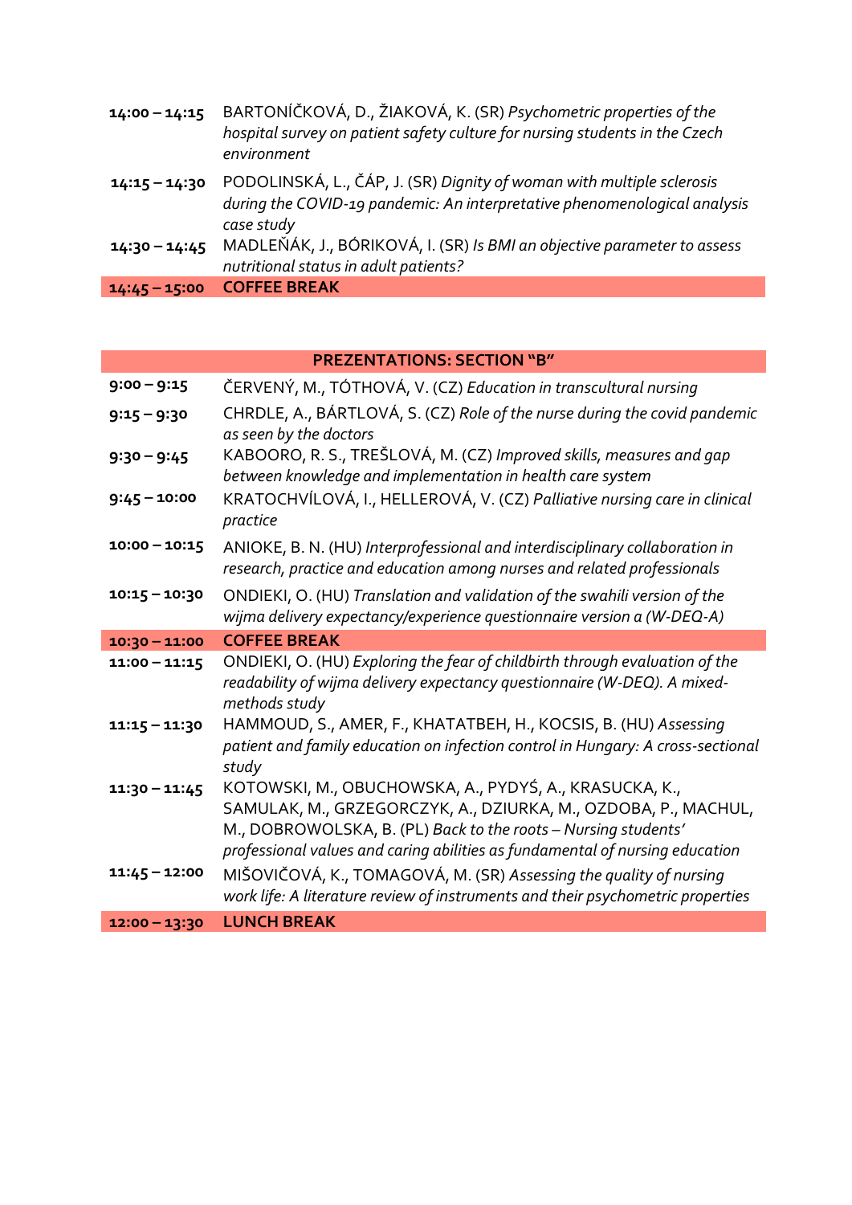| | |
|---|---|
| **14:00 – 14:15** | BARTONÍČKOVÁ, D., ŽIAKOVÁ, K. (SR) *Psychometric properties of the hospital survey on patient safety culture for nursing students in the Czech environment* |
| **14:15 – 14:30** | PODOLINSKÁ, L., ČÁP, J. (SR) *Dignity of woman with multiple sclerosis during the COVID-19 pandemic: An interpretative phenomenological analysis case study* |
| **14:30 – 14:45** | MADLEŇÁK, J., BÓRIKOVÁ, I. (SR) *Is BMI an objective parameter to assess nutritional status in adult patients?* |
| **14:45 – 15:00** | **COFFEE BREAK** |

| **PREZENTATIONS: SECTION "B"** | |
|---|---|
| **9:00 – 9:15** | ČERVENÝ, M., TÓTHOVÁ, V. (CZ) *Education in transcultural nursing* |
| **9:15 – 9:30** | CHRDLE, A., BÁRTLOVÁ, S. (CZ) *Role of the nurse during the covid pandemic as seen by the doctors* |
| **9:30 – 9:45** | KABOORO, R. S., TREŠLOVÁ, M. (CZ) *Improved skills, measures and gap between knowledge and implementation in health care system* |
| **9:45 – 10:00** | KRATOCHVÍLOVÁ, I., HELLEROVÁ, V. (CZ) *Palliative nursing care in clinical practice* |
| **10:00 – 10:15** | ANIOKE, B. N. (HU) *Interprofessional and interdisciplinary collaboration in research, practice and education among nurses and related professionals* |
| **10:15 – 10:30** | ONDIEKI, O. (HU) *Translation and validation of the swahili version of the wijma delivery expectancy/experience questionnaire version a (W-DEQ-A)* |
| **10:30 – 11:00** | **COFFEE BREAK** |
| **11:00 – 11:15** | ONDIEKI, O. (HU) *Exploring the fear of childbirth through evaluation of the readability of wijma delivery expectancy questionnaire (W-DEQ). A mixed-methods study* |
| **11:15 – 11:30** | HAMMOUD, S., AMER, F., KHATATBEH, H., KOCSIS, B. (HU) *Assessing patient and family education on infection control in Hungary: A cross-sectional study* |
| **11:30 – 11:45** | KOTOWSKI, M., OBUCHOWSKA, A., PYDYŚ, A., KRASUCKA, K., SAMULAK, M., GRZEGORCZYK, A., DZIURKA, M., OZDOBA, P., MACHUL, M., DOBROWOLSKA, B. (PL) *Back to the roots – Nursing students' professional values and caring abilities as fundamental of nursing education* |
| **11:45 – 12:00** | MIŠOVIČOVÁ, K., TOMAGOVÁ, M. (SR) *Assessing the quality of nursing work life: A literature review of instruments and their psychometric properties* |
| **12:00 – 13:30** | **LUNCH BREAK** |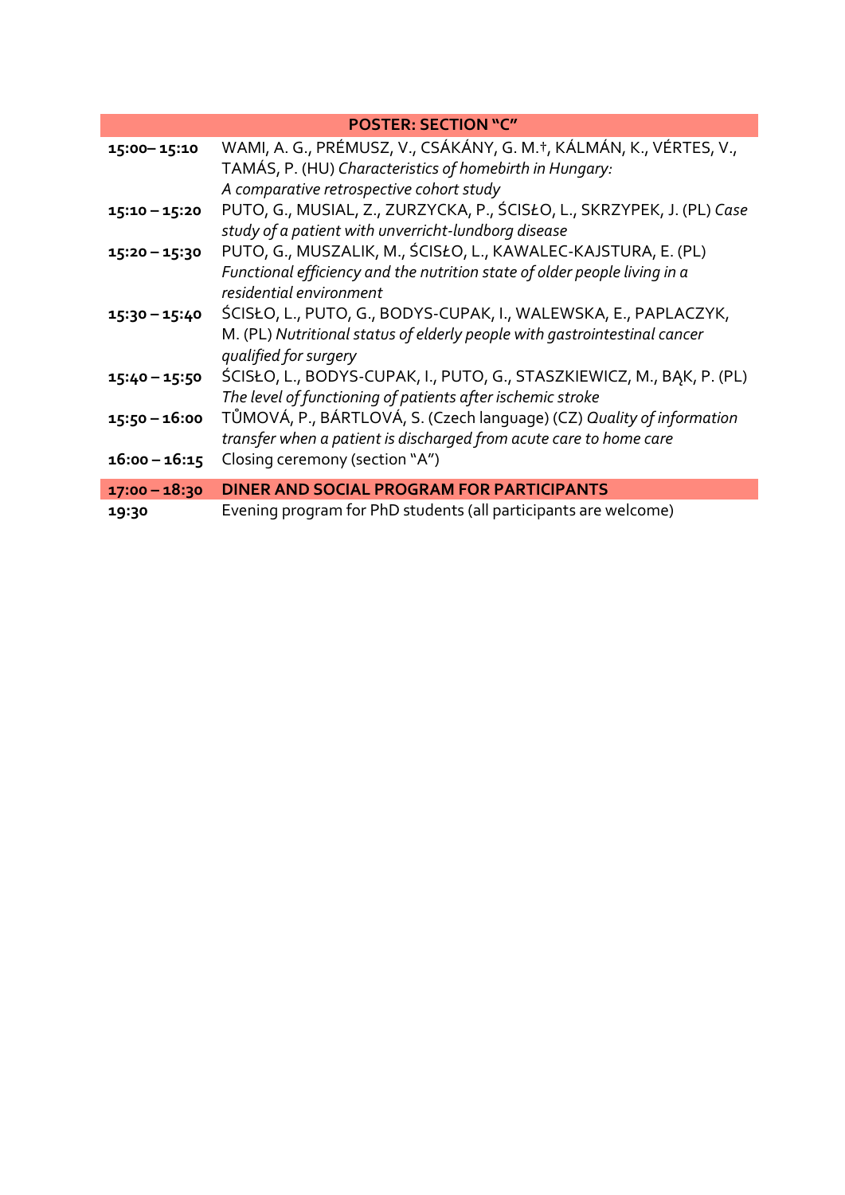| POSTER: SECTION "C" | |
|---|---|
| **15:00– 15:10** | WAMI, A. G., PRÉMUSZ, V., CSÁKÁNY, G. M.†, KÁLMÁN, K., VÉRTES, V., TAMÁS, P. (HU) *Characteristics of homebirth in Hungary: A comparative retrospective cohort study* |
| **15:10 – 15:20** | PUTO, G., MUSIAL, Z., ZURZYCKA, P., ŚCISŁO, L., SKRZYPEK, J. (PL) *Case study of a patient with unverricht-lundborg disease* |
| **15:20 – 15:30** | PUTO, G., MUSZALIK, M., ŚCISŁO, L., KAWALEC-KAJSTURA, E. (PL) *Functional efficiency and the nutrition state of older people living in a residential environment* |
| **15:30 – 15:40** | ŚCISŁO, L., PUTO, G., BODYS-CUPAK, I., WALEWSKA, E., PAPLACZYK, M. (PL) *Nutritional status of elderly people with gastrointestinal cancer qualified for surgery* |
| **15:40 – 15:50** | ŚCISŁO, L., BODYS-CUPAK, I., PUTO, G., STASZKIEWICZ, M., BĄK, P. (PL) *The level of functioning of patients after ischemic stroke* |
| **15:50 – 16:00** | TŮMOVÁ, P., BÁRTLOVÁ, S. (Czech language) (CZ) *Quality of information transfer when a patient is discharged from acute care to home care* |
| **16:00 – 16:15** | Closing ceremony (section "A") |
| **17:00 – 18:30** | **DINER AND SOCIAL PROGRAM FOR PARTICIPANTS** |
| **19:30** | Evening program for PhD students (all participants are welcome) |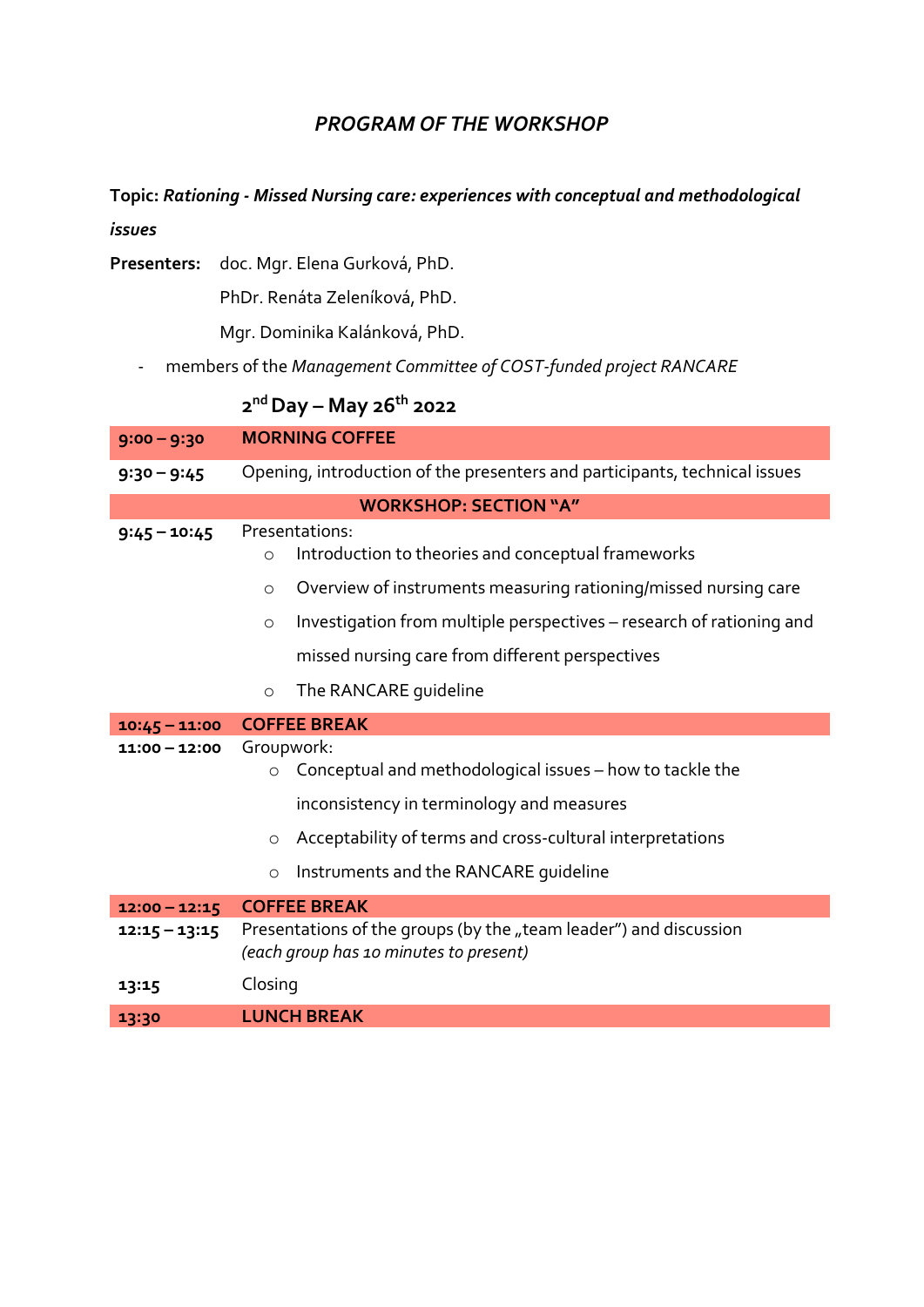# *PROGRAM OF THE WORKSHOP*

**Topic:** ***Rationing - Missed Nursing care: experiences with conceptual and methodological issues***

**Presenters:** doc. Mgr. Elena Gurková, PhD.

PhDr. Renáta Zeleníková, PhD.

Mgr. Dominika Kalánková, PhD.

- members of the *Management Committee of COST-funded project RANCARE*

## 2nd Day – May 26th 2022

| | |
|---|---|
| **9:00 – 9:30** | **MORNING COFFEE** |
| **9:30 – 9:45** | Opening, introduction of the presenters and participants, technical issues |
| | **WORKSHOP: SECTION "A"** |
| **9:45 – 10:45** | Presentations:<br>○ Introduction to theories and conceptual frameworks<br>○ Overview of instruments measuring rationing/missed nursing care<br>○ Investigation from multiple perspectives – research of rationing and missed nursing care from different perspectives<br>○ The RANCARE guideline |
| **10:45 – 11:00** | **COFFEE BREAK** |
| **11:00 – 12:00** | Groupwork:<br>○ Conceptual and methodological issues – how to tackle the inconsistency in terminology and measures<br>○ Acceptability of terms and cross-cultural interpretations<br>○ Instruments and the RANCARE guideline |
| **12:00 – 12:15** | **COFFEE BREAK** |
| **12:15 – 13:15** | Presentations of the groups (by the „team leader") and discussion<br>*(each group has 10 minutes to present)* |
| **13:15** | Closing |
| **13:30** | **LUNCH BREAK** |